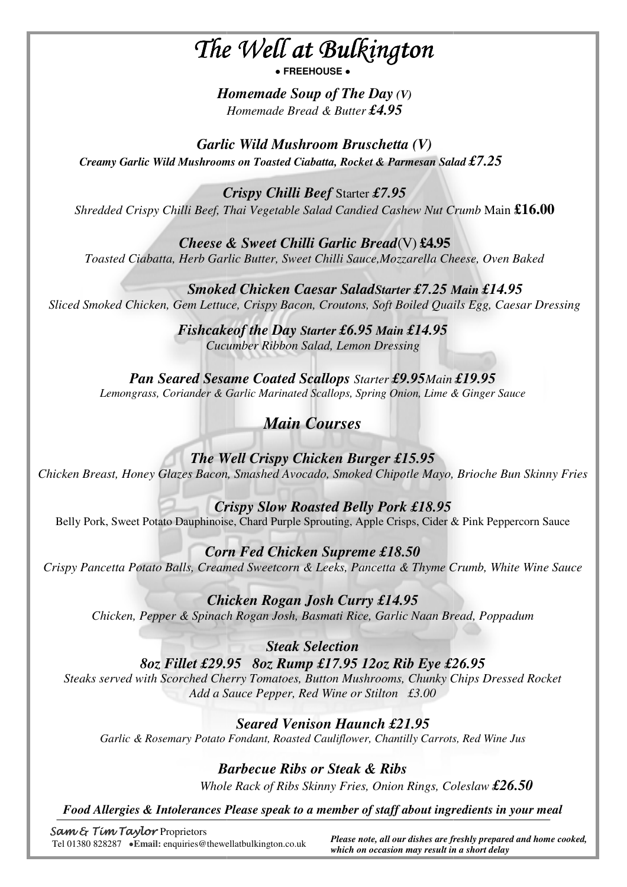# *The Well at Bulkington*

**● FREEHOUSE ●**

***Homemade Soup of The Day (V)***
*Homemade Bread & Butter* ***£4.95***

***Garlic Wild Mushroom Bruschetta (V)***
***Creamy Garlic Wild Mushrooms on Toasted Ciabatta, Rocket & Parmesan Salad £7.25***

***Crispy Chilli Beef*** Starter ***£7.95***
*Shredded Crispy Chilli Beef, Thai Vegetable Salad Candied Cashew Nut Crumb* Main **£16.00**

***Cheese & Sweet Chilli Garlic Bread***(V) **£4.95**
*Toasted Ciabatta, Herb Garlic Butter, Sweet Chilli Sauce,Mozzarella Cheese, Oven Baked*

***Smoked Chicken Caesar SaladStarter £7.25 Main £14.95***
*Sliced Smoked Chicken, Gem Lettuce, Crispy Bacon, Croutons, Soft Boiled Quails Egg, Caesar Dressing*

***Fishcakeof the Day Starter £6.95 Main £14.95***
*Cucumber Ribbon Salad, Lemon Dressing*

***Pan Seared Sesame Coated Scallops*** *Starter* ***£9.95****Main* ***£19.95***
*Lemongrass, Coriander & Garlic Marinated Scallops, Spring Onion, Lime & Ginger Sauce*

## *Main Courses*

***The Well Crispy Chicken Burger £15.95***
*Chicken Breast, Honey Glazes Bacon, Smashed Avocado, Smoked Chipotle Mayo, Brioche Bun Skinny Fries*

***Crispy Slow Roasted Belly Pork £18.95***
Belly Pork, Sweet Potato Dauphinoise, Chard Purple Sprouting, Apple Crisps, Cider & Pink Peppercorn Sauce

***Corn Fed Chicken Supreme £18.50***
*Crispy Pancetta Potato Balls, Creamed Sweetcorn & Leeks, Pancetta & Thyme Crumb, White Wine Sauce*

***Chicken Rogan Josh Curry £14.95***
*Chicken, Pepper & Spinach Rogan Josh, Basmati Rice, Garlic Naan Bread, Poppadum*

***Steak Selection***
***8oz Fillet £29.95 8oz Rump £17.95 12oz Rib Eye £26.95***
*Steaks served with Scorched Cherry Tomatoes, Button Mushrooms, Chunky Chips Dressed Rocket*
*Add a Sauce Pepper, Red Wine or Stilton £3.00*

***Seared Venison Haunch £21.95***
*Garlic & Rosemary Potato Fondant, Roasted Cauliflower, Chantilly Carrots, Red Wine Jus*

***Barbecue Ribs or Steak & Ribs***
*Whole Rack of Ribs Skinny Fries, Onion Rings, Coleslaw* ***£26.50***

***Food Allergies & Intolerances Please speak to a member of staff about ingredients in your meal***

*Sam & Tim Taylor* Proprietors
Tel 01380 828287 ●**Email:** enquiries@thewellatbulkington.co.uk

***Please note, all our dishes are freshly prepared and home cooked, which on occasion may result in a short delay***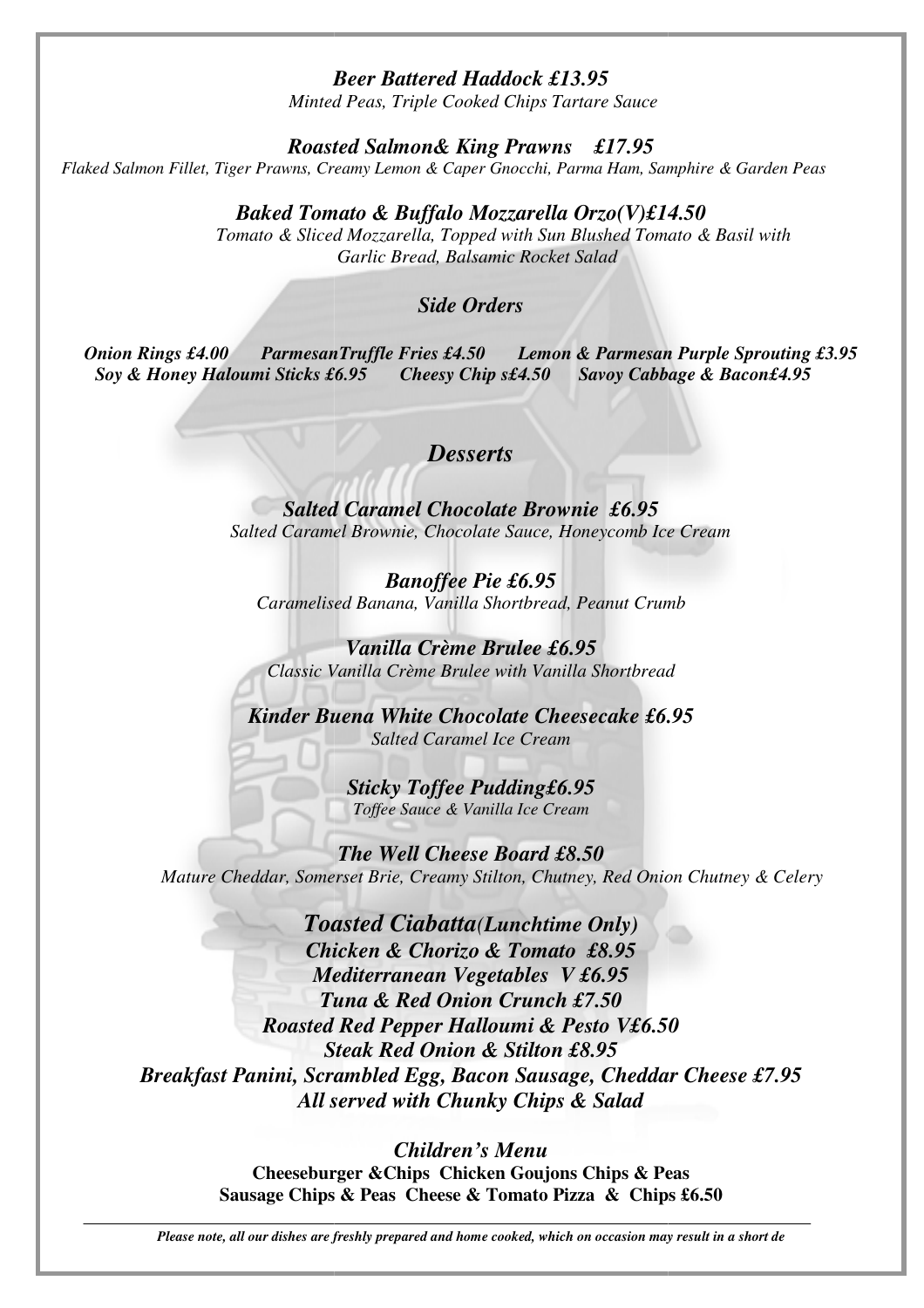***Beer Battered Haddock £13.95***
*Minted Peas, Triple Cooked Chips Tartare Sauce*

***Roasted Salmon& King Prawns £17.95***
*Flaked Salmon Fillet, Tiger Prawns, Creamy Lemon & Caper Gnocchi, Parma Ham, Samphire & Garden Peas*

***Baked Tomato & Buffalo Mozzarella Orzo(V)£14.50***
*Tomato & Sliced Mozzarella, Topped with Sun Blushed Tomato & Basil with Garlic Bread, Balsamic Rocket Salad*

## *Side Orders*

***Onion Rings £4.00 ParmesanTruffle Fries £4.50 Lemon & Parmesan Purple Sprouting £3.95***
***Soy & Honey Haloumi Sticks £6.95 Cheesy Chip s£4.50 Savoy Cabbage & Bacon£4.95***

## *Desserts*

***Salted Caramel Chocolate Brownie £6.95***
*Salted Caramel Brownie, Chocolate Sauce, Honeycomb Ice Cream*

***Banoffee Pie £6.95***
*Caramelised Banana, Vanilla Shortbread, Peanut Crumb*

***Vanilla Crème Brulee £6.95***
*Classic Vanilla Crème Brulee with Vanilla Shortbread*

***Kinder Buena White Chocolate Cheesecake £6.95***
*Salted Caramel Ice Cream*

***Sticky Toffee Pudding£6.95***
*Toffee Sauce & Vanilla Ice Cream*

***The Well Cheese Board £8.50***
*Mature Cheddar, Somerset Brie, Creamy Stilton, Chutney, Red Onion Chutney & Celery*

## *Toasted Ciabatta(Lunchtime Only)*

***Chicken & Chorizo & Tomato £8.95***
***Mediterranean Vegetables V £6.95***
***Tuna & Red Onion Crunch £7.50***
***Roasted Red Pepper Halloumi & Pesto V£6.50***
***Steak Red Onion & Stilton £8.95***
***Breakfast Panini, Scrambled Egg, Bacon Sausage, Cheddar Cheese £7.95***
***All served with Chunky Chips & Salad***

## *Children's Menu*

**Cheeseburger &Chips Chicken Goujons Chips & Peas**
**Sausage Chips & Peas Cheese & Tomato Pizza & Chips £6.50**

---

***Please note, all our dishes are freshly prepared and home cooked, which on occasion may result in a short de***